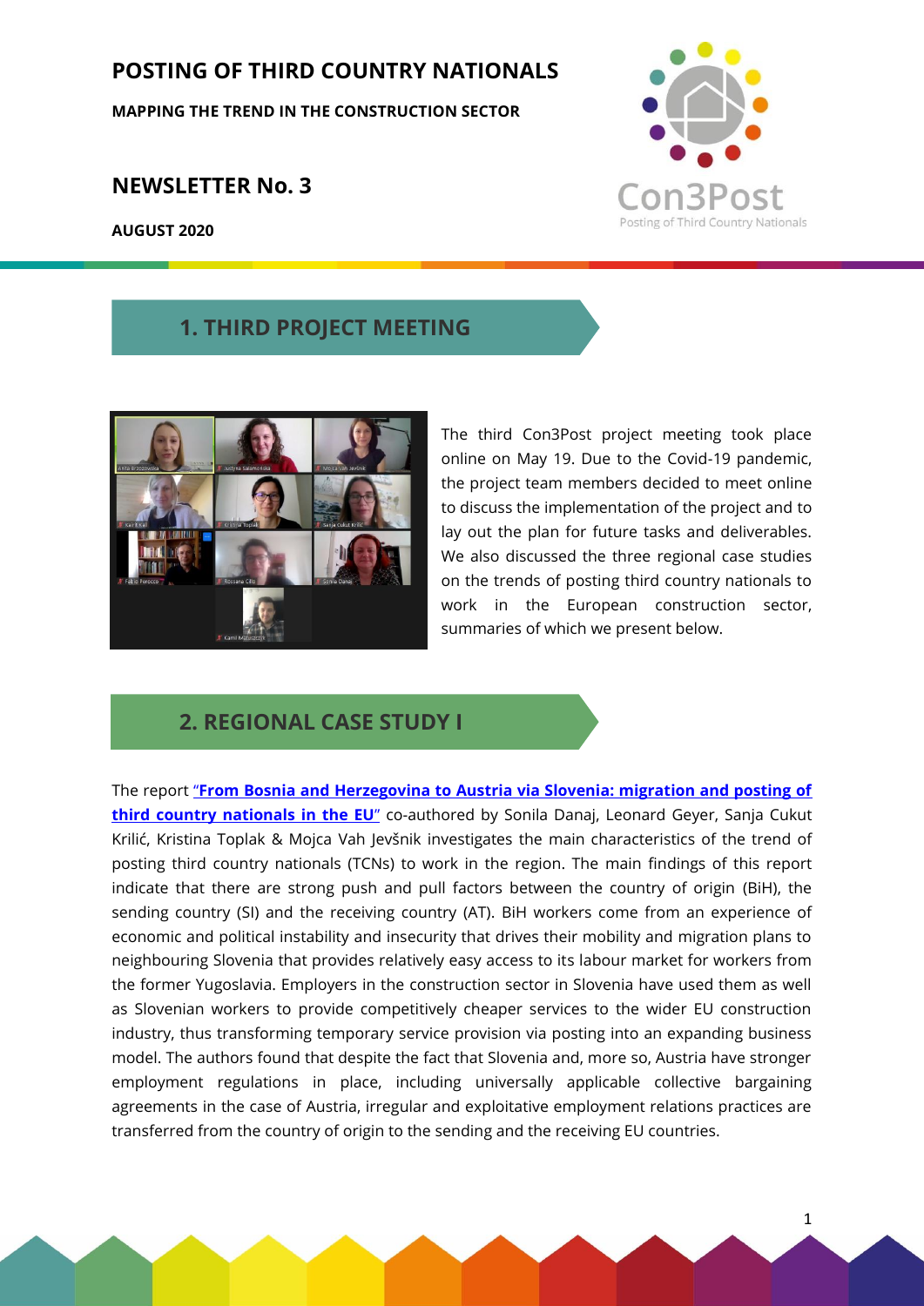# POSTING OF THIRD COUNTRY NATIONALS

**MAPPING THE TREND IN THE CONSTRUCTION SECTOR**

## NEWSLETTER No. 3

**AUGUST 2020**

Con3Post
Posting of Third Country Nationals

## 1. THIRD PROJECT MEETING

The third Con3Post project meeting took place online on May 19. Due to the Covid-19 pandemic, the project team members decided to meet online to discuss the implementation of the project and to lay out the plan for future tasks and deliverables. We also discussed the three regional case studies on the trends of posting third country nationals to work in the European construction sector, summaries of which we present below.

## 2. REGIONAL CASE STUDY I

The report "**From Bosnia and Herzegovina to Austria via Slovenia: migration and posting of third country nationals in the EU**" co-authored by Sonila Danaj, Leonard Geyer, Sanja Cukut Krilić, Kristina Toplak & Mojca Vah Jevšnik investigates the main characteristics of the trend of posting third country nationals (TCNs) to work in the region. The main findings of this report indicate that there are strong push and pull factors between the country of origin (BiH), the sending country (SI) and the receiving country (AT). BiH workers come from an experience of economic and political instability and insecurity that drives their mobility and migration plans to neighbouring Slovenia that provides relatively easy access to its labour market for workers from the former Yugoslavia. Employers in the construction sector in Slovenia have used them as well as Slovenian workers to provide competitively cheaper services to the wider EU construction industry, thus transforming temporary service provision via posting into an expanding business model. The authors found that despite the fact that Slovenia and, more so, Austria have stronger employment regulations in place, including universally applicable collective bargaining agreements in the case of Austria, irregular and exploitative employment relations practices are transferred from the country of origin to the sending and the receiving EU countries.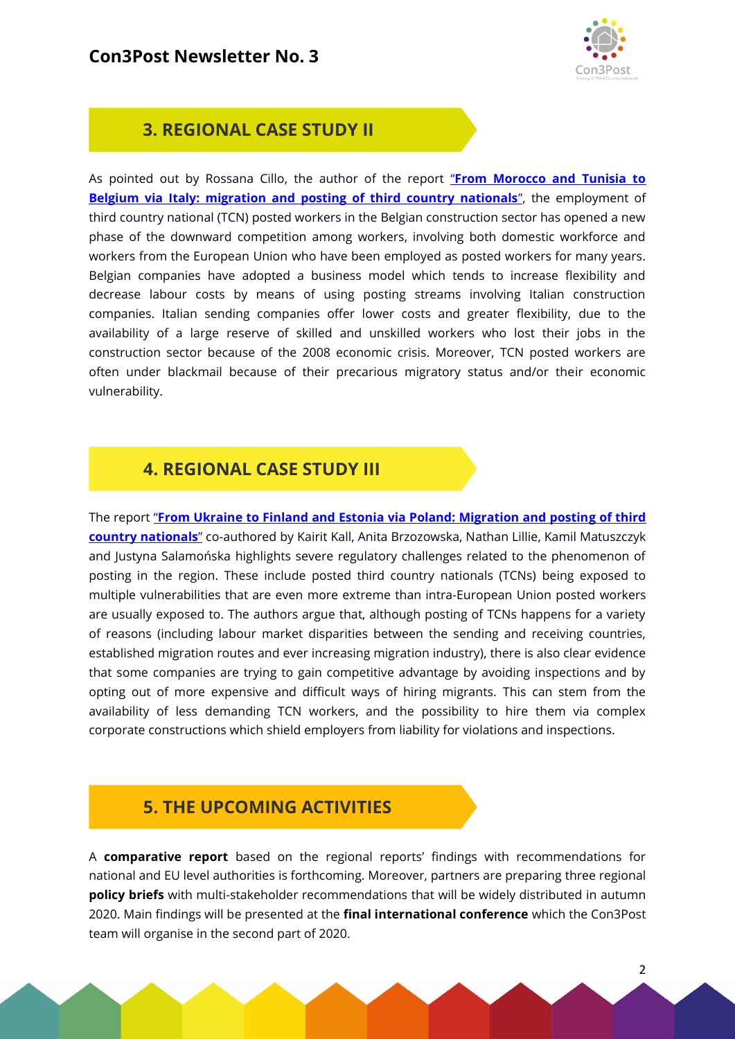## 3. REGIONAL CASE STUDY II

As pointed out by Rossana Cillo, the author of the report "**From Morocco and Tunisia to Belgium via Italy: migration and posting of third country nationals**", the employment of third country national (TCN) posted workers in the Belgian construction sector has opened a new phase of the downward competition among workers, involving both domestic workforce and workers from the European Union who have been employed as posted workers for many years. Belgian companies have adopted a business model which tends to increase flexibility and decrease labour costs by means of using posting streams involving Italian construction companies. Italian sending companies offer lower costs and greater flexibility, due to the availability of a large reserve of skilled and unskilled workers who lost their jobs in the construction sector because of the 2008 economic crisis. Moreover, TCN posted workers are often under blackmail because of their precarious migratory status and/or their economic vulnerability.

## 4. REGIONAL CASE STUDY III

The report "**From Ukraine to Finland and Estonia via Poland: Migration and posting of third country nationals**" co-authored by Kairit Kall, Anita Brzozowska, Nathan Lillie, Kamil Matuszczyk and Justyna Salamońska highlights severe regulatory challenges related to the phenomenon of posting in the region. These include posted third country nationals (TCNs) being exposed to multiple vulnerabilities that are even more extreme than intra-European Union posted workers are usually exposed to. The authors argue that, although posting of TCNs happens for a variety of reasons (including labour market disparities between the sending and receiving countries, established migration routes and ever increasing migration industry), there is also clear evidence that some companies are trying to gain competitive advantage by avoiding inspections and by opting out of more expensive and difficult ways of hiring migrants. This can stem from the availability of less demanding TCN workers, and the possibility to hire them via complex corporate constructions which shield employers from liability for violations and inspections.

## 5. THE UPCOMING ACTIVITIES

A **comparative report** based on the regional reports' findings with recommendations for national and EU level authorities is forthcoming. Moreover, partners are preparing three regional **policy briefs** with multi-stakeholder recommendations that will be widely distributed in autumn 2020. Main findings will be presented at the **final international conference** which the Con3Post team will organise in the second part of 2020.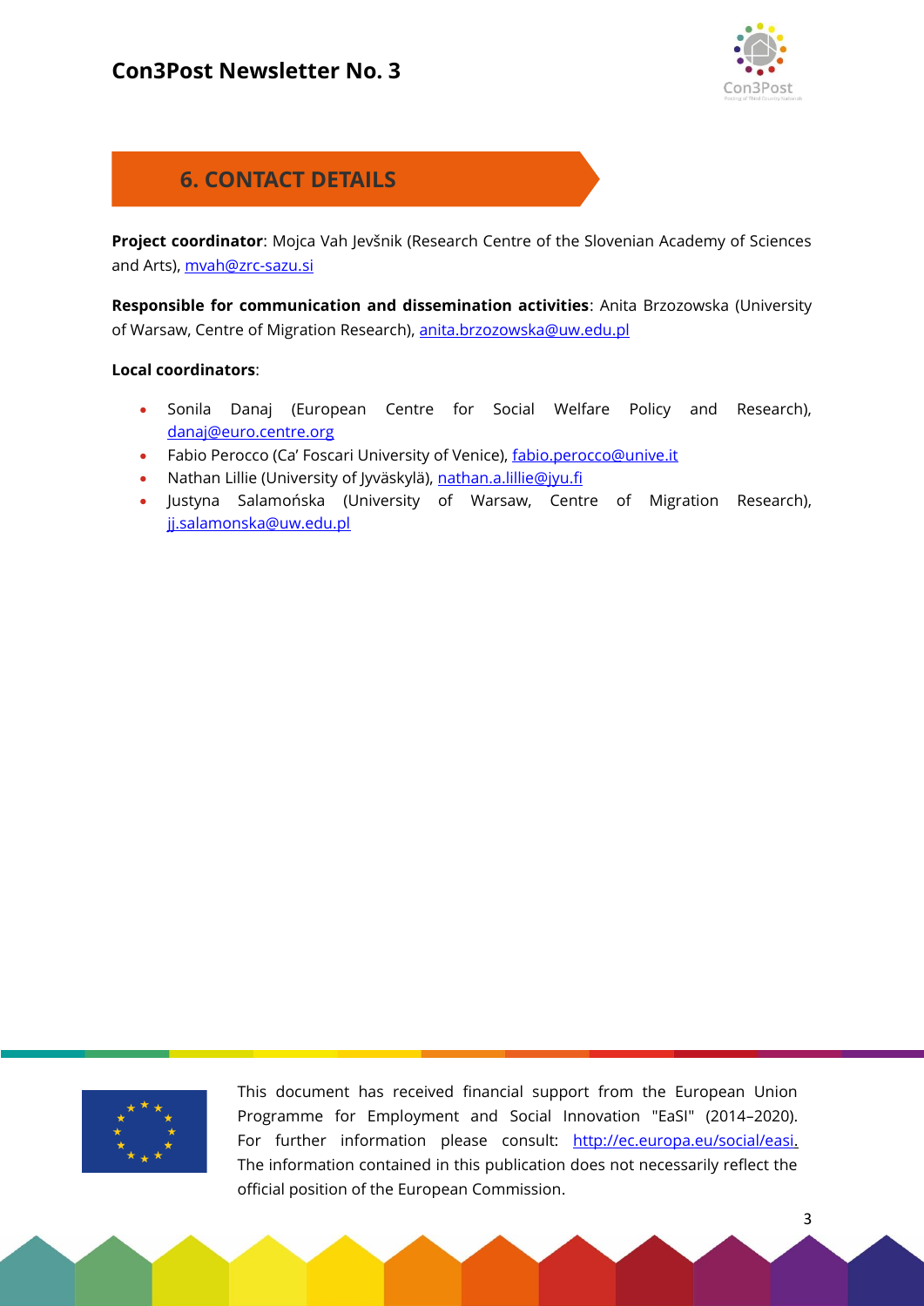## 6. CONTACT DETAILS

**Project coordinator**: Mojca Vah Jevšnik (Research Centre of the Slovenian Academy of Sciences and Arts), mvah@zrc-sazu.si

**Responsible for communication and dissemination activities**: Anita Brzozowska (University of Warsaw, Centre of Migration Research), anita.brzozowska@uw.edu.pl

**Local coordinators**:

- Sonila Danaj (European Centre for Social Welfare Policy and Research), danaj@euro.centre.org
- Fabio Perocco (Ca' Foscari University of Venice), fabio.perocco@unive.it
- Nathan Lillie (University of Jyväskylä), nathan.a.lillie@jyu.fi
- Justyna Salamońska (University of Warsaw, Centre of Migration Research), jj.salamonska@uw.edu.pl

This document has received financial support from the European Union Programme for Employment and Social Innovation "EaSI" (2014–2020). For further information please consult: http://ec.europa.eu/social/easi. The information contained in this publication does not necessarily reflect the official position of the European Commission.